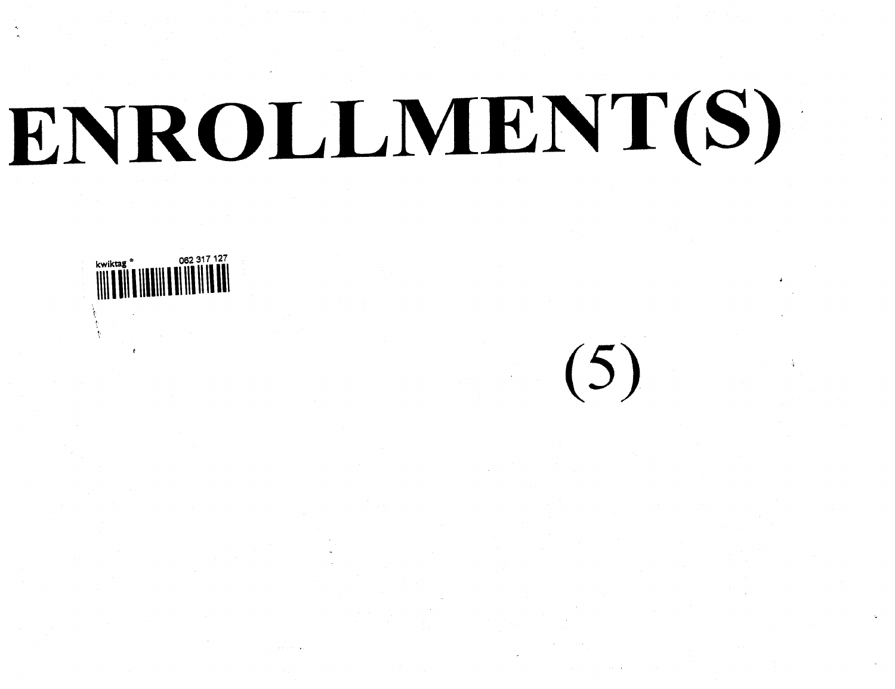# ENROLLMENT(S)

kwiktag ® 062 317 127

(5)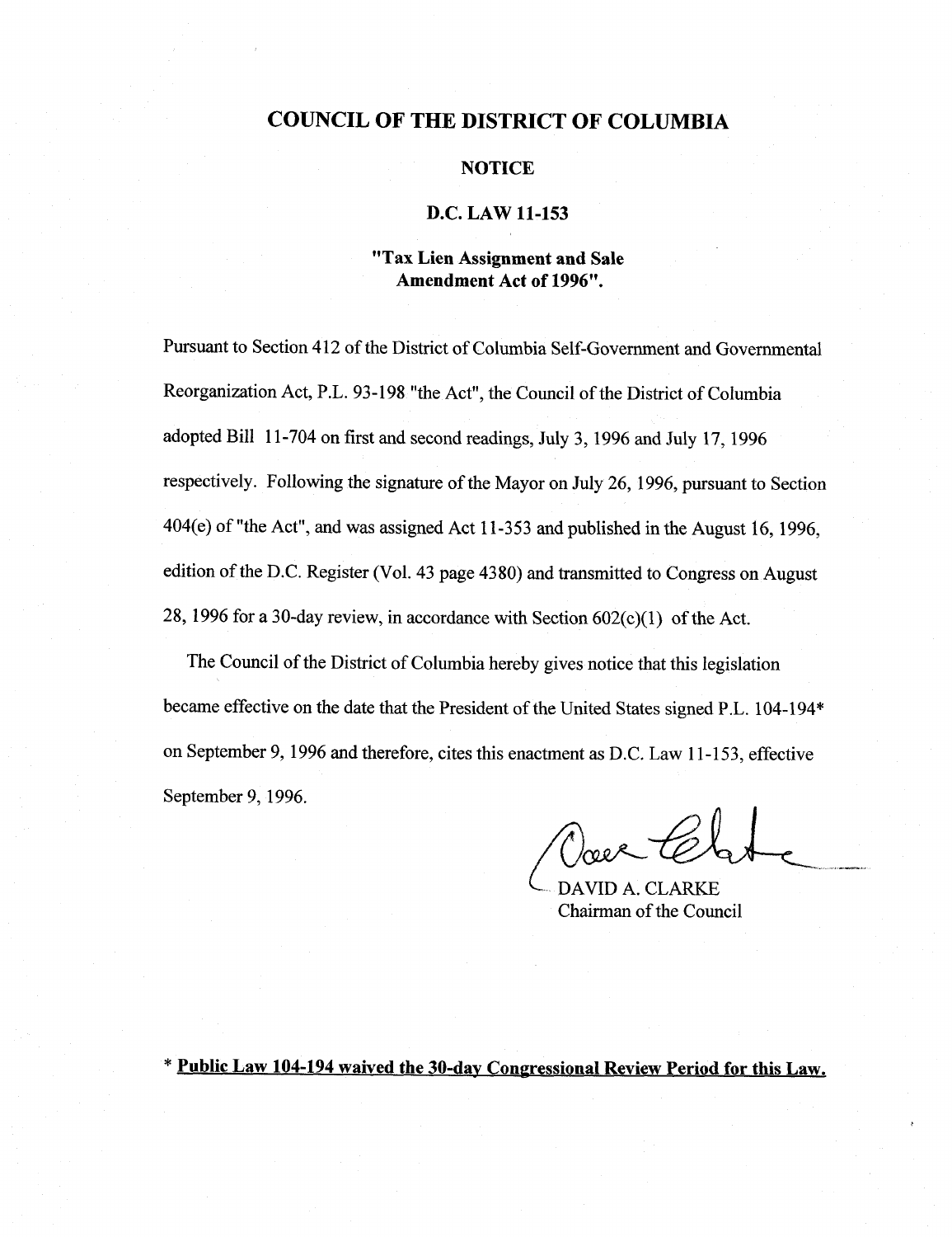# COUNCIL OF THE DISTRICT OF COLUMBIA

## NOTICE

## D.C. LAW 11-153

### "Tax Lien Assignment and Sale Amendment Act of 1996".

Pursuant to Section 412 of the District of Columbia Self-Government and Governmental Reorganization Act, P.L. 93-198 "the Act", the Council of the District of Columbia adopted Bill 11-704 on first and second readings, July 3, 1996 and July 17, 1996 respectively. Following the signature of the Mayor on July 26, 1996, pursuant to Section 404(e) of "the Act", and was assigned Act 11-353 and published in the August 16, 1996, edition of the D.C. Register (Vol. 43 page 4380) and transmitted to Congress on August 28, 1996 for a 30-day review, in accordance with Section 602(c)(1) of the Act.

The Council of the District of Columbia hereby gives notice that this legislation became effective on the date that the President of the United States signed P.L. 104-194* on September 9, 1996 and therefore, cites this enactment as D.C. Law 11-153, effective September 9, 1996.

DAVID A. CLARKE
Chairman of the Council

\* **Public Law 104-194 waived the 30-day Congressional Review Period for this Law.**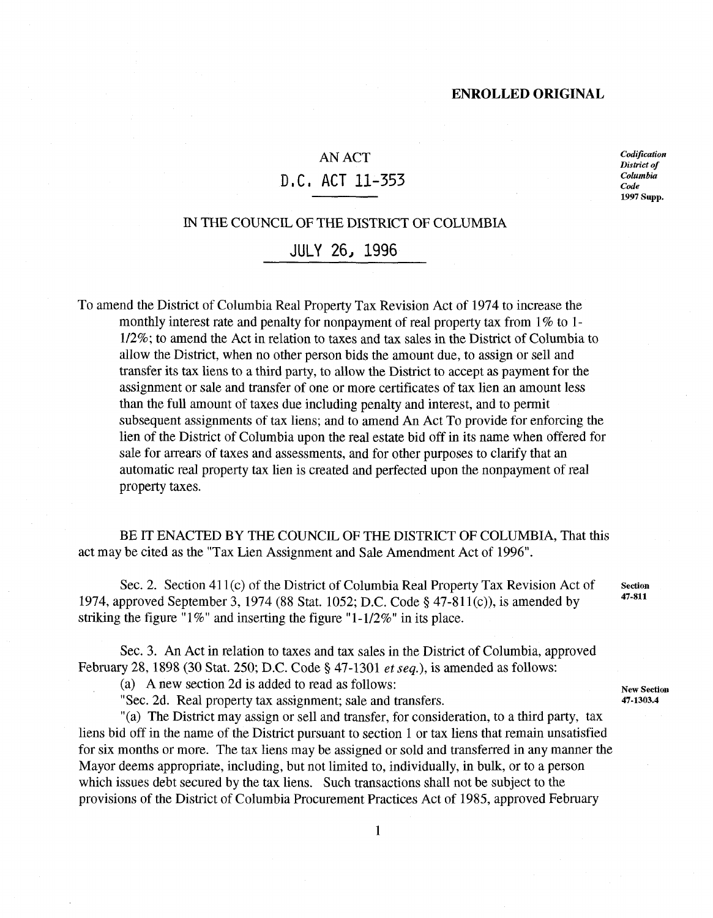**ENROLLED ORIGINAL**

AN ACT

D.C. ACT 11-353

*Codification District of Columbia Code 1997 Supp.*

IN THE COUNCIL OF THE DISTRICT OF COLUMBIA

JULY 26, 1996

To amend the District of Columbia Real Property Tax Revision Act of 1974 to increase the monthly interest rate and penalty for nonpayment of real property tax from 1% to 1-1/2%; to amend the Act in relation to taxes and tax sales in the District of Columbia to allow the District, when no other person bids the amount due, to assign or sell and transfer its tax liens to a third party, to allow the District to accept as payment for the assignment or sale and transfer of one or more certificates of tax lien an amount less than the full amount of taxes due including penalty and interest, and to permit subsequent assignments of tax liens; and to amend An Act To provide for enforcing the lien of the District of Columbia upon the real estate bid off in its name when offered for sale for arrears of taxes and assessments, and for other purposes to clarify that an automatic real property tax lien is created and perfected upon the nonpayment of real property taxes.

BE IT ENACTED BY THE COUNCIL OF THE DISTRICT OF COLUMBIA, That this act may be cited as the "Tax Lien Assignment and Sale Amendment Act of 1996".

Sec. 2. Section 411(c) of the District of Columbia Real Property Tax Revision Act of 1974, approved September 3, 1974 (88 Stat. 1052; D.C. Code § 47-811(c)), is amended by striking the figure "1%" and inserting the figure "1-1/2%" in its place.

*Section 47-811*

Sec. 3. An Act in relation to taxes and tax sales in the District of Columbia, approved February 28, 1898 (30 Stat. 250; D.C. Code § 47-1301 *et seq.*), is amended as follows:

(a) A new section 2d is added to read as follows:

*New Section 47-1303.4*

"Sec. 2d. Real property tax assignment; sale and transfers.

"(a) The District may assign or sell and transfer, for consideration, to a third party, tax liens bid off in the name of the District pursuant to section 1 or tax liens that remain unsatisfied for six months or more. The tax liens may be assigned or sold and transferred in any manner the Mayor deems appropriate, including, but not limited to, individually, in bulk, or to a person which issues debt secured by the tax liens. Such transactions shall not be subject to the provisions of the District of Columbia Procurement Practices Act of 1985, approved February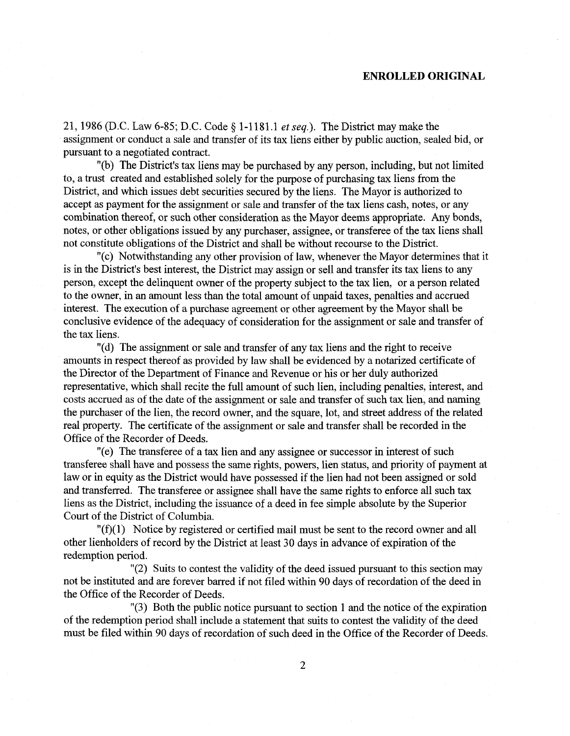21, 1986 (D.C. Law 6-85; D.C. Code § 1-1181.1 *et seq.*). The District may make the assignment or conduct a sale and transfer of its tax liens either by public auction, sealed bid, or pursuant to a negotiated contract.

"(b) The District's tax liens may be purchased by any person, including, but not limited to, a trust created and established solely for the purpose of purchasing tax liens from the District, and which issues debt securities secured by the liens. The Mayor is authorized to accept as payment for the assignment or sale and transfer of the tax liens cash, notes, or any combination thereof, or such other consideration as the Mayor deems appropriate. Any bonds, notes, or other obligations issued by any purchaser, assignee, or transferee of the tax liens shall not constitute obligations of the District and shall be without recourse to the District.

"(c) Notwithstanding any other provision of law, whenever the Mayor determines that it is in the District's best interest, the District may assign or sell and transfer its tax liens to any person, except the delinquent owner of the property subject to the tax lien, or a person related to the owner, in an amount less than the total amount of unpaid taxes, penalties and accrued interest. The execution of a purchase agreement or other agreement by the Mayor shall be conclusive evidence of the adequacy of consideration for the assignment or sale and transfer of the tax liens.

"(d) The assignment or sale and transfer of any tax liens and the right to receive amounts in respect thereof as provided by law shall be evidenced by a notarized certificate of the Director of the Department of Finance and Revenue or his or her duly authorized representative, which shall recite the full amount of such lien, including penalties, interest, and costs accrued as of the date of the assignment or sale and transfer of such tax lien, and naming the purchaser of the lien, the record owner, and the square, lot, and street address of the related real property. The certificate of the assignment or sale and transfer shall be recorded in the Office of the Recorder of Deeds.

"(e) The transferee of a tax lien and any assignee or successor in interest of such transferee shall have and possess the same rights, powers, lien status, and priority of payment at law or in equity as the District would have possessed if the lien had not been assigned or sold and transferred. The transferee or assignee shall have the same rights to enforce all such tax liens as the District, including the issuance of a deed in fee simple absolute by the Superior Court of the District of Columbia.

"(f)(1) Notice by registered or certified mail must be sent to the record owner and all other lienholders of record by the District at least 30 days in advance of expiration of the redemption period.

"(2) Suits to contest the validity of the deed issued pursuant to this section may not be instituted and are forever barred if not filed within 90 days of recordation of the deed in the Office of the Recorder of Deeds.

"(3) Both the public notice pursuant to section 1 and the notice of the expiration of the redemption period shall include a statement that suits to contest the validity of the deed must be filed within 90 days of recordation of such deed in the Office of the Recorder of Deeds.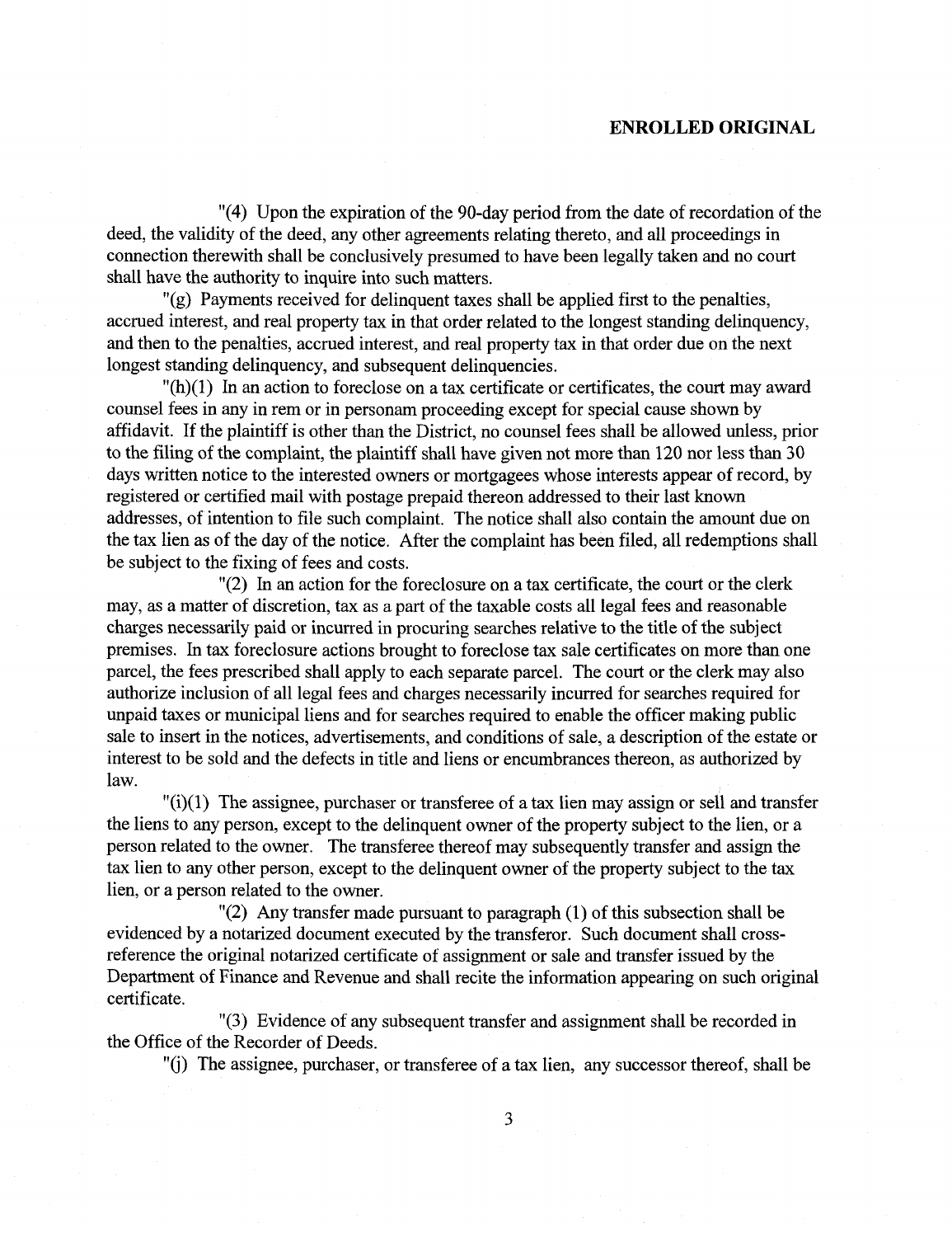"(4) Upon the expiration of the 90-day period from the date of recordation of the deed, the validity of the deed, any other agreements relating thereto, and all proceedings in connection therewith shall be conclusively presumed to have been legally taken and no court shall have the authority to inquire into such matters.

"(g) Payments received for delinquent taxes shall be applied first to the penalties, accrued interest, and real property tax in that order related to the longest standing delinquency, and then to the penalties, accrued interest, and real property tax in that order due on the next longest standing delinquency, and subsequent delinquencies.

"(h)(1) In an action to foreclose on a tax certificate or certificates, the court may award counsel fees in any in rem or in personam proceeding except for special cause shown by affidavit. If the plaintiff is other than the District, no counsel fees shall be allowed unless, prior to the filing of the complaint, the plaintiff shall have given not more than 120 nor less than 30 days written notice to the interested owners or mortgagees whose interests appear of record, by registered or certified mail with postage prepaid thereon addressed to their last known addresses, of intention to file such complaint. The notice shall also contain the amount due on the tax lien as of the day of the notice. After the complaint has been filed, all redemptions shall be subject to the fixing of fees and costs.

"(2) In an action for the foreclosure on a tax certificate, the court or the clerk may, as a matter of discretion, tax as a part of the taxable costs all legal fees and reasonable charges necessarily paid or incurred in procuring searches relative to the title of the subject premises. In tax foreclosure actions brought to foreclose tax sale certificates on more than one parcel, the fees prescribed shall apply to each separate parcel. The court or the clerk may also authorize inclusion of all legal fees and charges necessarily incurred for searches required for unpaid taxes or municipal liens and for searches required to enable the officer making public sale to insert in the notices, advertisements, and conditions of sale, a description of the estate or interest to be sold and the defects in title and liens or encumbrances thereon, as authorized by law.

"(i)(1) The assignee, purchaser or transferee of a tax lien may assign or sell and transfer the liens to any person, except to the delinquent owner of the property subject to the lien, or a person related to the owner. The transferee thereof may subsequently transfer and assign the tax lien to any other person, except to the delinquent owner of the property subject to the tax lien, or a person related to the owner.

"(2) Any transfer made pursuant to paragraph (1) of this subsection shall be evidenced by a notarized document executed by the transferor. Such document shall cross-reference the original notarized certificate of assignment or sale and transfer issued by the Department of Finance and Revenue and shall recite the information appearing on such original certificate.

"(3) Evidence of any subsequent transfer and assignment shall be recorded in the Office of the Recorder of Deeds.

"(j) The assignee, purchaser, or transferee of a tax lien, any successor thereof, shall be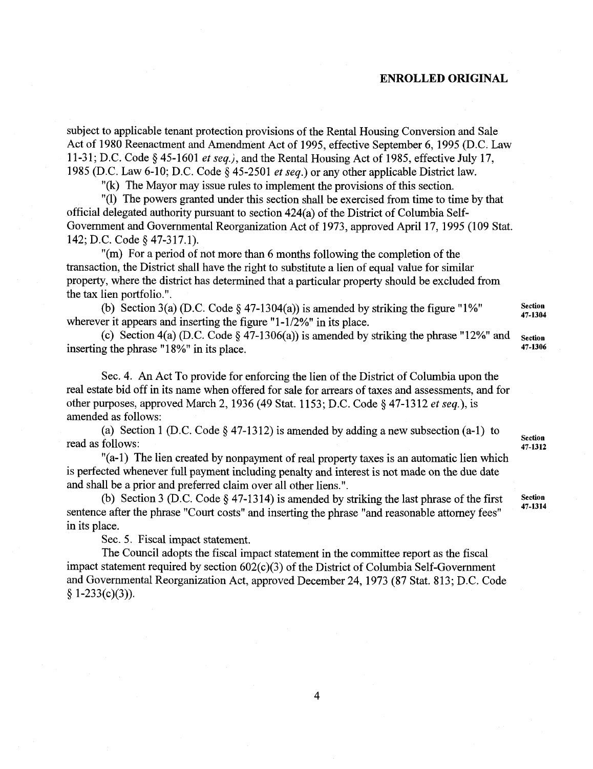**ENROLLED ORIGINAL**

subject to applicable tenant protection provisions of the Rental Housing Conversion and Sale Act of 1980 Reenactment and Amendment Act of 1995, effective September 6, 1995 (D.C. Law 11-31; D.C. Code § 45-1601 *et seq.*), and the Rental Housing Act of 1985, effective July 17, 1985 (D.C. Law 6-10; D.C. Code § 45-2501 *et seq.*) or any other applicable District law.

"(k) The Mayor may issue rules to implement the provisions of this section.

"(l) The powers granted under this section shall be exercised from time to time by that official delegated authority pursuant to section 424(a) of the District of Columbia Self-Government and Governmental Reorganization Act of 1973, approved April 17, 1995 (109 Stat. 142; D.C. Code § 47-317.1).

"(m) For a period of not more than 6 months following the completion of the transaction, the District shall have the right to substitute a lien of equal value for similar property, where the district has determined that a particular property should be excluded from the tax lien portfolio.".

(b) Section 3(a) (D.C. Code § 47-1304(a)) is amended by striking the figure "1%" wherever it appears and inserting the figure "1-1/2%" in its place. **Section 47-1304**

(c) Section 4(a) (D.C. Code § 47-1306(a)) is amended by striking the phrase "12%" and inserting the phrase "18%" in its place. **Section 47-1306**

Sec. 4. An Act To provide for enforcing the lien of the District of Columbia upon the real estate bid off in its name when offered for sale for arrears of taxes and assessments, and for other purposes, approved March 2, 1936 (49 Stat. 1153; D.C. Code § 47-1312 *et seq.*), is amended as follows:

(a) Section 1 (D.C. Code § 47-1312) is amended by adding a new subsection (a-1) to read as follows: **Section 47-1312**

"(a-1) The lien created by nonpayment of real property taxes is an automatic lien which is perfected whenever full payment including penalty and interest is not made on the due date and shall be a prior and preferred claim over all other liens.".

(b) Section 3 (D.C. Code § 47-1314) is amended by striking the last phrase of the first sentence after the phrase "Court costs" and inserting the phrase "and reasonable attorney fees" in its place. **Section 47-1314**

Sec. 5. Fiscal impact statement.

The Council adopts the fiscal impact statement in the committee report as the fiscal impact statement required by section 602(c)(3) of the District of Columbia Self-Government and Governmental Reorganization Act, approved December 24, 1973 (87 Stat. 813; D.C. Code § 1-233(c)(3)).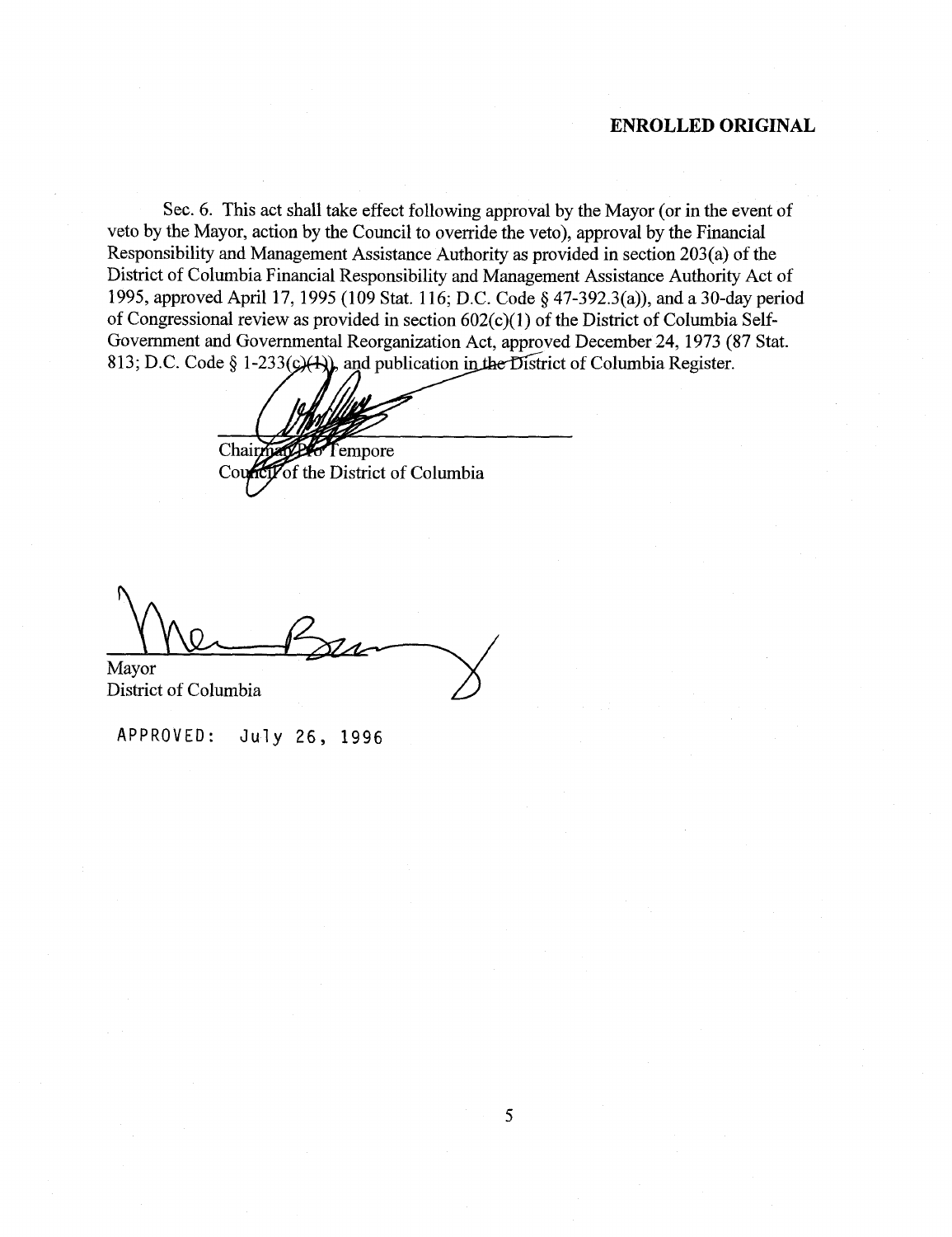**ENROLLED ORIGINAL**

Sec. 6. This act shall take effect following approval by the Mayor (or in the event of veto by the Mayor, action by the Council to override the veto), approval by the Financial Responsibility and Management Assistance Authority as provided in section 203(a) of the District of Columbia Financial Responsibility and Management Assistance Authority Act of 1995, approved April 17, 1995 (109 Stat. 116; D.C. Code § 47-392.3(a)), and a 30-day period of Congressional review as provided in section 602(c)(1) of the District of Columbia Self-Government and Governmental Reorganization Act, approved December 24, 1973 (87 Stat. 813; D.C. Code § 1-233(c)(1)), and publication in the District of Columbia Register.

Chairman Pro Tempore
Council of the District of Columbia

Mayor
District of Columbia

APPROVED: July 26, 1996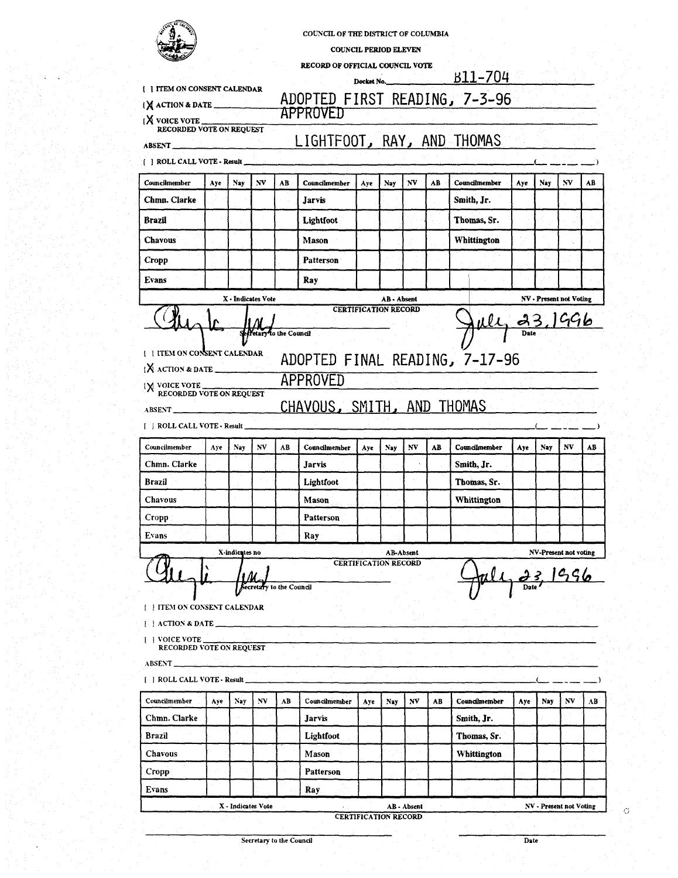COUNCIL OF THE DISTRICT OF COLUMBIA

COUNCIL PERIOD ELEVEN

RECORD OF OFFICIAL COUNCIL VOTE

Docket No. B11-704

[ ] ITEM ON CONSENT CALENDAR

[X] ACTION & DATE ADOPTED FIRST READING, 7-3-96

[X] VOICE VOTE APPROVED
RECORDED VOTE ON REQUEST

ABSENT LIGHTFOOT, RAY, AND THOMAS

[ ] ROLL CALL VOTE - Result ________ (___ ___ ___ ___)

| Councilmember | Aye | Nay | NV | AB | Councilmember | Aye | Nay | NV | AB | Councilmember | Aye | Nay | NV | AB |
|---|---|---|---|---|---|---|---|---|---|---|---|---|---|---|
| Chmn. Clarke | | | | | Jarvis | | | | | Smith, Jr. | | | | |
| Brazil | | | | | Lightfoot | | | | | Thomas, Sr. | | | | |
| Chavous | | | | | Mason | | | | | Whittington | | | | |
| Cropp | | | | | Patterson | | | | | | | | | |
| Evans | | | | | Ray | | | | | | | | | |

X - Indicates Vote AB - Absent NV - Present not Voting

CERTIFICATION RECORD

[signature] Secretary to the Council July 23, 1996 Date

[ ] ITEM ON CONSENT CALENDAR

[X] ACTION & DATE ADOPTED FINAL READING, 7-17-96

[X] VOICE VOTE APPROVED
RECORDED VOTE ON REQUEST

ABSENT CHAVOUS, SMITH, AND THOMAS

[ ] ROLL CALL VOTE - Result ________ (___ ___ ___ ___)

| Councilmember | Aye | Nay | NV | AB | Councilmember | Aye | Nay | NV | AB | Councilmember | Aye | Nay | NV | AB |
|---|---|---|---|---|---|---|---|---|---|---|---|---|---|---|
| Chmn. Clarke | | | | | Jarvis | | | | | Smith, Jr. | | | | |
| Brazil | | | | | Lightfoot | | | | | Thomas, Sr. | | | | |
| Chavous | | | | | Mason | | | | | Whittington | | | | |
| Cropp | | | | | Patterson | | | | | | | | | |
| Evans | | | | | Ray | | | | | | | | | |

X-indicates no AB-Absent NV-Present not voting

CERTIFICATION RECORD

[signature] Secretary to the Council July 23, 1996 Date

[ ] ITEM ON CONSENT CALENDAR

[ ] ACTION & DATE ________

[ ] VOICE VOTE ________
RECORDED VOTE ON REQUEST

ABSENT ________

[ ] ROLL CALL VOTE - Result ________ (___ ___ ___ ___)

| Councilmember | Aye | Nay | NV | AB | Councilmember | Aye | Nay | NV | AB | Councilmember | Aye | Nay | NV | AB |
|---|---|---|---|---|---|---|---|---|---|---|---|---|---|---|
| Chmn. Clarke | | | | | Jarvis | | | | | Smith, Jr. | | | | |
| Brazil | | | | | Lightfoot | | | | | Thomas, Sr. | | | | |
| Chavous | | | | | Mason | | | | | Whittington | | | | |
| Cropp | | | | | Patterson | | | | | | | | | |
| Evans | | | | | Ray | | | | | | | | | |

X - Indicates Vote AB - Absent NV - Present not Voting

CERTIFICATION RECORD

________ Secretary to the Council ________ Date